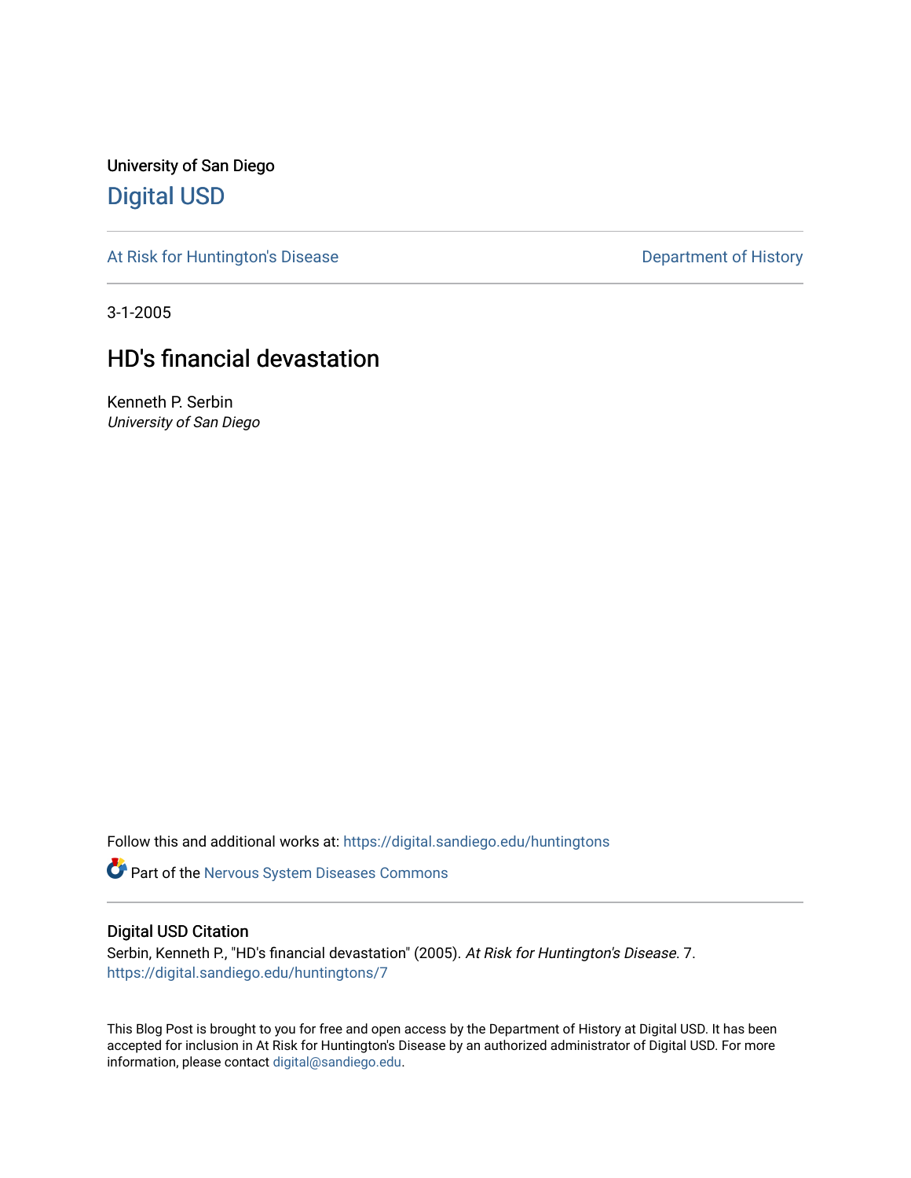University of San Diego

## Digital USD

At Risk for Huntington's Disease | Department of History

3-1-2005

# HD's financial devastation

Kenneth P. Serbin
*University of San Diego*

Follow this and additional works at: https://digital.sandiego.edu/huntingtons

Part of the Nervous System Diseases Commons

### Digital USD Citation

Serbin, Kenneth P., "HD's financial devastation" (2005). *At Risk for Huntington's Disease*. 7.
https://digital.sandiego.edu/huntingtons/7

This Blog Post is brought to you for free and open access by the Department of History at Digital USD. It has been accepted for inclusion in At Risk for Huntington's Disease by an authorized administrator of Digital USD. For more information, please contact digital@sandiego.edu.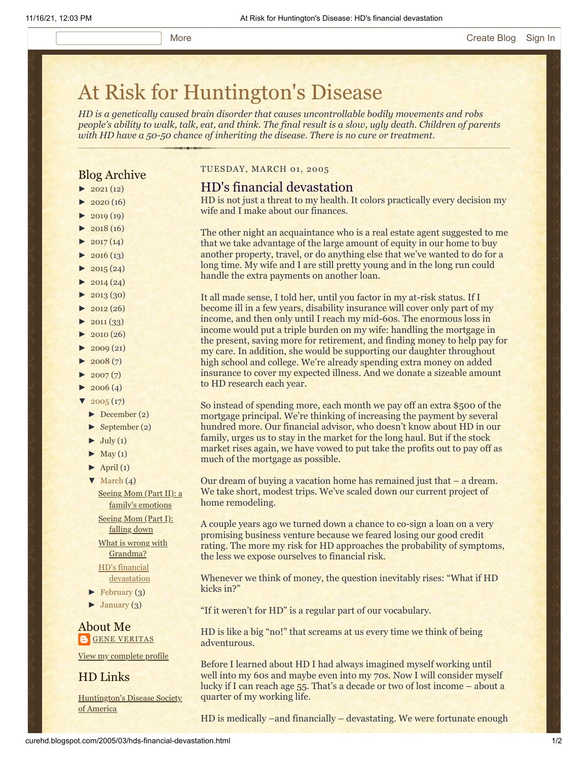More | Create Blog | Sign In

# At Risk for Huntington's Disease

*HD is a genetically caused brain disorder that causes uncontrollable bodily movements and robs people's ability to walk, talk, eat, and think. The final result is a slow, ugly death. Children of parents with HD have a 50-50 chance of inheriting the disease. There is no cure or treatment.*

## Blog Archive

- ► 2021 (12)
- ► 2020 (16)
- ► 2019 (19)
- ► 2018 (16)
- ► 2017 (14)
- ► 2016 (13)
- ► 2015 (24)
- ► 2014 (24)
- ► 2013 (30)
- ► 2012 (26)
- ► 2011 (33)
- ► 2010 (26)
- ► 2009 (21)
- ► 2008 (7)
- ► 2007 (7)
- ► 2006 (4)
- ▼ 2005 (17)
  - ► December (2)
  - ► September (2)
  - ► July (1)
  - ► May (1)
  - ► April (1)
  - ▼ March (4)
    - Seeing Mom (Part II): a family's emotions
    - Seeing Mom (Part I): falling down
    - What is wrong with Grandma?
    - HD's financial devastation
  - ► February (3)
  - ► January (3)

## About Me

GENE VERITAS

View my complete profile

## HD Links

Huntington's Disease Society of America

TUESDAY, MARCH 01, 2005

## HD's financial devastation

HD is not just a threat to my health. It colors practically every decision my wife and I make about our finances.

The other night an acquaintance who is a real estate agent suggested to me that we take advantage of the large amount of equity in our home to buy another property, travel, or do anything else that we've wanted to do for a long time. My wife and I are still pretty young and in the long run could handle the extra payments on another loan.

It all made sense, I told her, until you factor in my at-risk status. If I become ill in a few years, disability insurance will cover only part of my income, and then only until I reach my mid-60s. The enormous loss in income would put a triple burden on my wife: handling the mortgage in the present, saving more for retirement, and finding money to help pay for my care. In addition, she would be supporting our daughter throughout high school and college. We're already spending extra money on added insurance to cover my expected illness. And we donate a sizeable amount to HD research each year.

So instead of spending more, each month we pay off an extra $500 of the mortgage principal. We're thinking of increasing the payment by several hundred more. Our financial advisor, who doesn't know about HD in our family, urges us to stay in the market for the long haul. But if the stock market rises again, we have vowed to put take the profits out to pay off as much of the mortgage as possible.

Our dream of buying a vacation home has remained just that – a dream. We take short, modest trips. We've scaled down our current project of home remodeling.

A couple years ago we turned down a chance to co-sign a loan on a very promising business venture because we feared losing our good credit rating. The more my risk for HD approaches the probability of symptoms, the less we expose ourselves to financial risk.

Whenever we think of money, the question inevitably rises: "What if HD kicks in?"

"If it weren't for HD" is a regular part of our vocabulary.

HD is like a big "no!" that screams at us every time we think of being adventurous.

Before I learned about HD I had always imagined myself working until well into my 60s and maybe even into my 70s. Now I will consider myself lucky if I can reach age 55. That's a decade or two of lost income – about a quarter of my working life.

HD is medically –and financially – devastating. We were fortunate enough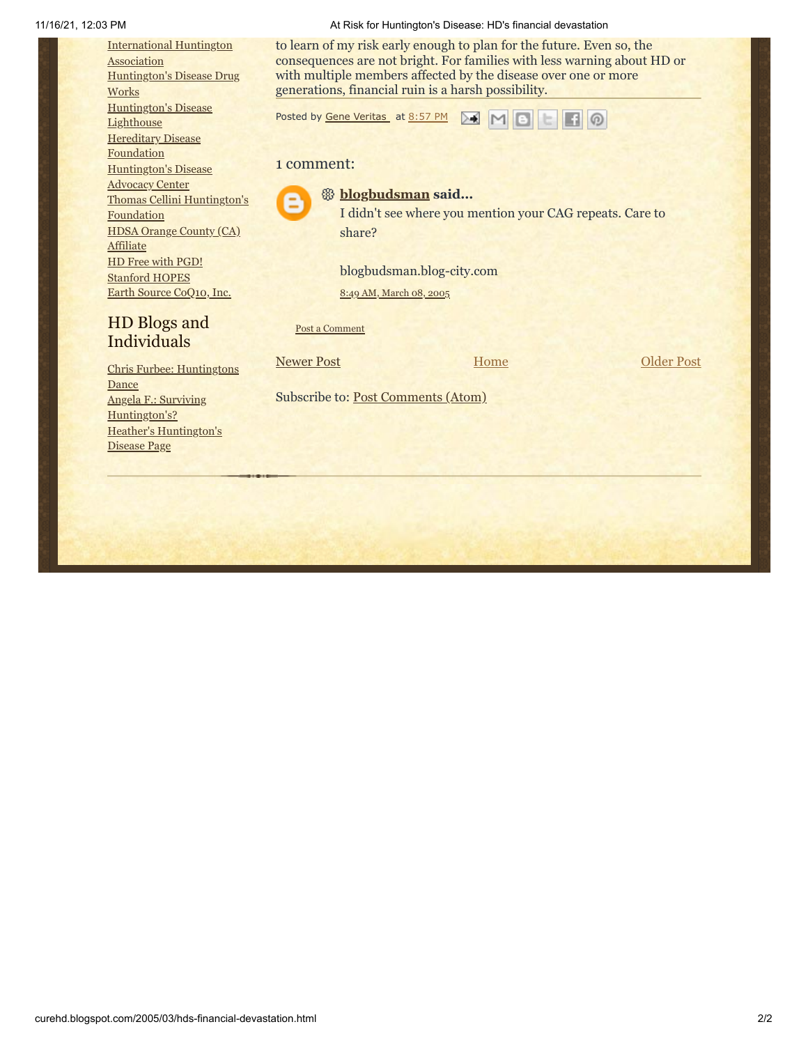to learn of my risk early enough to plan for the future. Even so, the consequences are not bright. For families with less warning about HD or with multiple members affected by the disease over one or more generations, financial ruin is a harsh possibility.

Posted by Gene Veritas at 8:57 PM

## 1 comment:

**blogbudsman said...**

I didn't see where you mention your CAG repeats. Care to share?

blogbudsman.blog-city.com

8:49 AM, March 08, 2005

Post a Comment

Newer Post | Home | Older Post

Subscribe to: Post Comments (Atom)

International Huntington Association
Huntington's Disease Drug Works
Huntington's Disease Lighthouse
Hereditary Disease Foundation
Huntington's Disease Advocacy Center
Thomas Cellini Huntington's Foundation
HDSA Orange County (CA) Affiliate
HD Free with PGD!
Stanford HOPES
Earth Source CoQ10, Inc.

## HD Blogs and Individuals

Chris Furbee: Huntingtons Dance
Angela F.: Surviving Huntington's?
Heather's Huntington's Disease Page